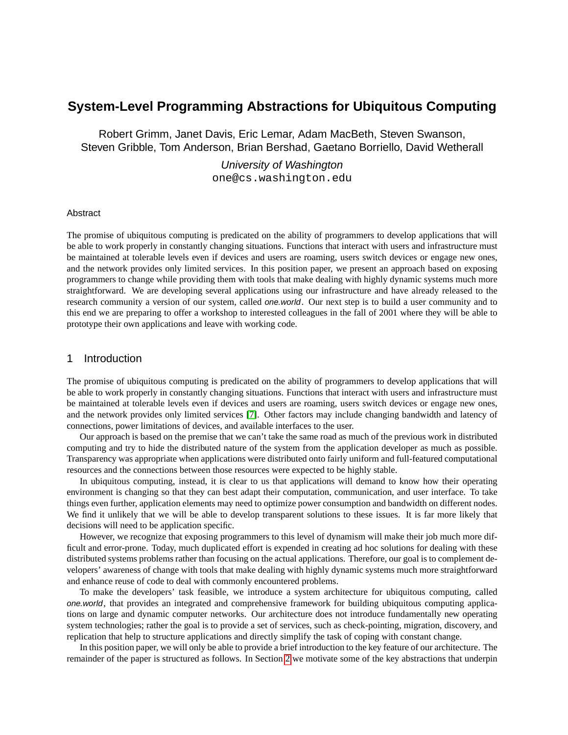# System-Level Programming Abstractions for Ubiquitous Computing

Robert Grimm, Janet Davis, Eric Lemar, Adam MacBeth, Steven Swanson, Steven Gribble, Tom Anderson, Brian Bershad, Gaetano Borriello, David Wetherall

*University of Washington*
one@cs.washington.edu

## Abstract

The promise of ubiquitous computing is predicated on the ability of programmers to develop applications that will be able to work properly in constantly changing situations. Functions that interact with users and infrastructure must be maintained at tolerable levels even if devices and users are roaming, users switch devices or engage new ones, and the network provides only limited services. In this position paper, we present an approach based on exposing programmers to change while providing them with tools that make dealing with highly dynamic systems much more straightforward. We are developing several applications using our infrastructure and have already released to the research community a version of our system, called *one.world*. Our next step is to build a user community and to this end we are preparing to offer a workshop to interested colleagues in the fall of 2001 where they will be able to prototype their own applications and leave with working code.

## 1 Introduction

The promise of ubiquitous computing is predicated on the ability of programmers to develop applications that will be able to work properly in constantly changing situations. Functions that interact with users and infrastructure must be maintained at tolerable levels even if devices and users are roaming, users switch devices or engage new ones, and the network provides only limited services [7]. Other factors may include changing bandwidth and latency of connections, power limitations of devices, and available interfaces to the user.

Our approach is based on the premise that we can't take the same road as much of the previous work in distributed computing and try to hide the distributed nature of the system from the application developer as much as possible. Transparency was appropriate when applications were distributed onto fairly uniform and full-featured computational resources and the connections between those resources were expected to be highly stable.

In ubiquitous computing, instead, it is clear to us that applications will demand to know how their operating environment is changing so that they can best adapt their computation, communication, and user interface. To take things even further, application elements may need to optimize power consumption and bandwidth on different nodes. We find it unlikely that we will be able to develop transparent solutions to these issues. It is far more likely that decisions will need to be application specific.

However, we recognize that exposing programmers to this level of dynamism will make their job much more difficult and error-prone. Today, much duplicated effort is expended in creating ad hoc solutions for dealing with these distributed systems problems rather than focusing on the actual applications. Therefore, our goal is to complement developers' awareness of change with tools that make dealing with highly dynamic systems much more straightforward and enhance reuse of code to deal with commonly encountered problems.

To make the developers' task feasible, we introduce a system architecture for ubiquitous computing, called *one.world*, that provides an integrated and comprehensive framework for building ubiquitous computing applications on large and dynamic computer networks. Our architecture does not introduce fundamentally new operating system technologies; rather the goal is to provide a set of services, such as check-pointing, migration, discovery, and replication that help to structure applications and directly simplify the task of coping with constant change.

In this position paper, we will only be able to provide a brief introduction to the key feature of our architecture. The remainder of the paper is structured as follows. In Section 2 we motivate some of the key abstractions that underpin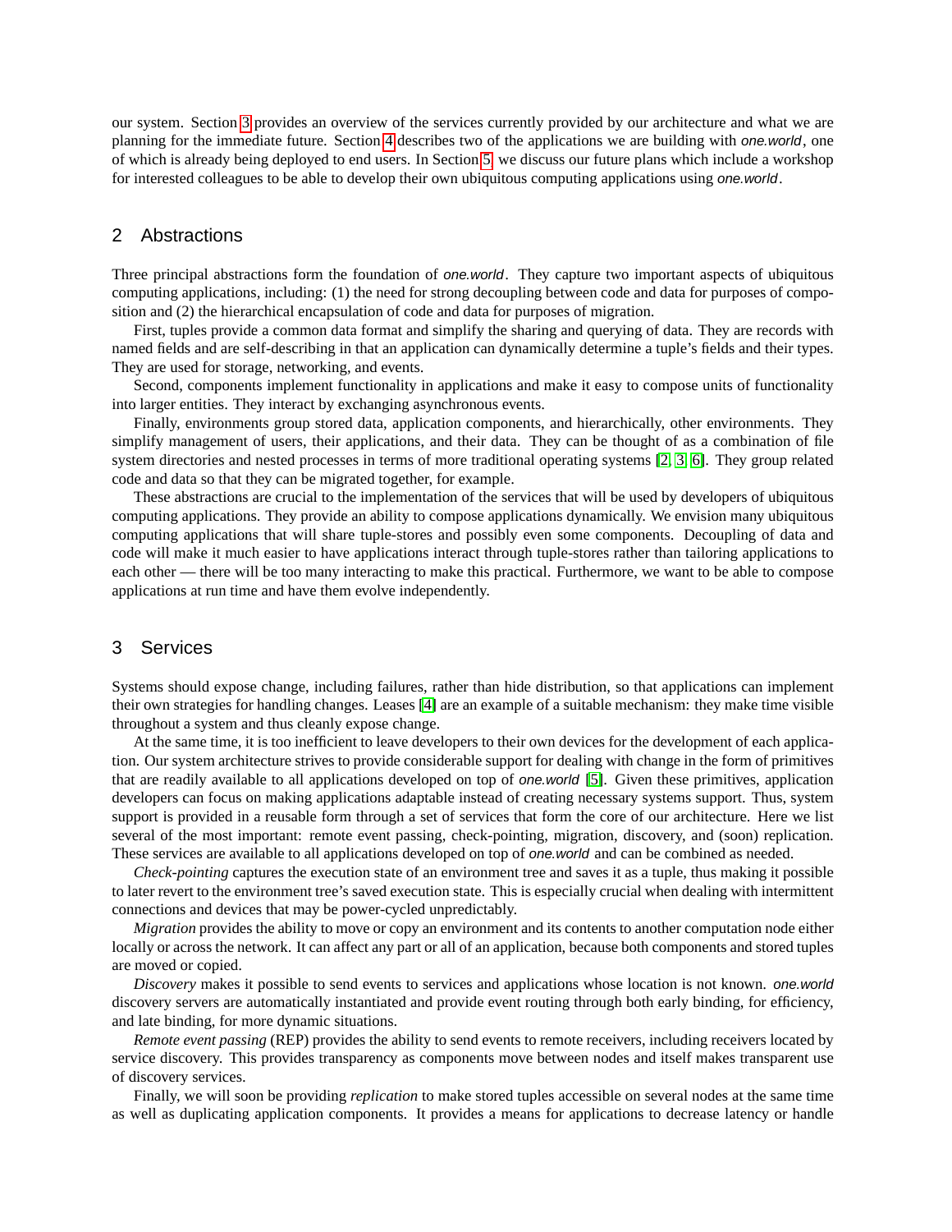our system. Section 3 provides an overview of the services currently provided by our architecture and what we are planning for the immediate future. Section 4 describes two of the applications we are building with *one.world*, one of which is already being deployed to end users. In Section 5 we discuss our future plans which include a workshop for interested colleagues to be able to develop their own ubiquitous computing applications using *one.world*.

## 2 Abstractions

Three principal abstractions form the foundation of *one.world*. They capture two important aspects of ubiquitous computing applications, including: (1) the need for strong decoupling between code and data for purposes of composition and (2) the hierarchical encapsulation of code and data for purposes of migration.

First, tuples provide a common data format and simplify the sharing and querying of data. They are records with named fields and are self-describing in that an application can dynamically determine a tuple's fields and their types. They are used for storage, networking, and events.

Second, components implement functionality in applications and make it easy to compose units of functionality into larger entities. They interact by exchanging asynchronous events.

Finally, environments group stored data, application components, and hierarchically, other environments. They simplify management of users, their applications, and their data. They can be thought of as a combination of file system directories and nested processes in terms of more traditional operating systems [2, 3, 6]. They group related code and data so that they can be migrated together, for example.

These abstractions are crucial to the implementation of the services that will be used by developers of ubiquitous computing applications. They provide an ability to compose applications dynamically. We envision many ubiquitous computing applications that will share tuple-stores and possibly even some components. Decoupling of data and code will make it much easier to have applications interact through tuple-stores rather than tailoring applications to each other — there will be too many interacting to make this practical. Furthermore, we want to be able to compose applications at run time and have them evolve independently.

## 3 Services

Systems should expose change, including failures, rather than hide distribution, so that applications can implement their own strategies for handling changes. Leases [4] are an example of a suitable mechanism: they make time visible throughout a system and thus cleanly expose change.

At the same time, it is too inefficient to leave developers to their own devices for the development of each application. Our system architecture strives to provide considerable support for dealing with change in the form of primitives that are readily available to all applications developed on top of *one.world* [5]. Given these primitives, application developers can focus on making applications adaptable instead of creating necessary systems support. Thus, system support is provided in a reusable form through a set of services that form the core of our architecture. Here we list several of the most important: remote event passing, check-pointing, migration, discovery, and (soon) replication. These services are available to all applications developed on top of *one.world* and can be combined as needed.

*Check-pointing* captures the execution state of an environment tree and saves it as a tuple, thus making it possible to later revert to the environment tree's saved execution state. This is especially crucial when dealing with intermittent connections and devices that may be power-cycled unpredictably.

*Migration* provides the ability to move or copy an environment and its contents to another computation node either locally or across the network. It can affect any part or all of an application, because both components and stored tuples are moved or copied.

*Discovery* makes it possible to send events to services and applications whose location is not known. *one.world* discovery servers are automatically instantiated and provide event routing through both early binding, for efficiency, and late binding, for more dynamic situations.

*Remote event passing* (REP) provides the ability to send events to remote receivers, including receivers located by service discovery. This provides transparency as components move between nodes and itself makes transparent use of discovery services.

Finally, we will soon be providing *replication* to make stored tuples accessible on several nodes at the same time as well as duplicating application components. It provides a means for applications to decrease latency or handle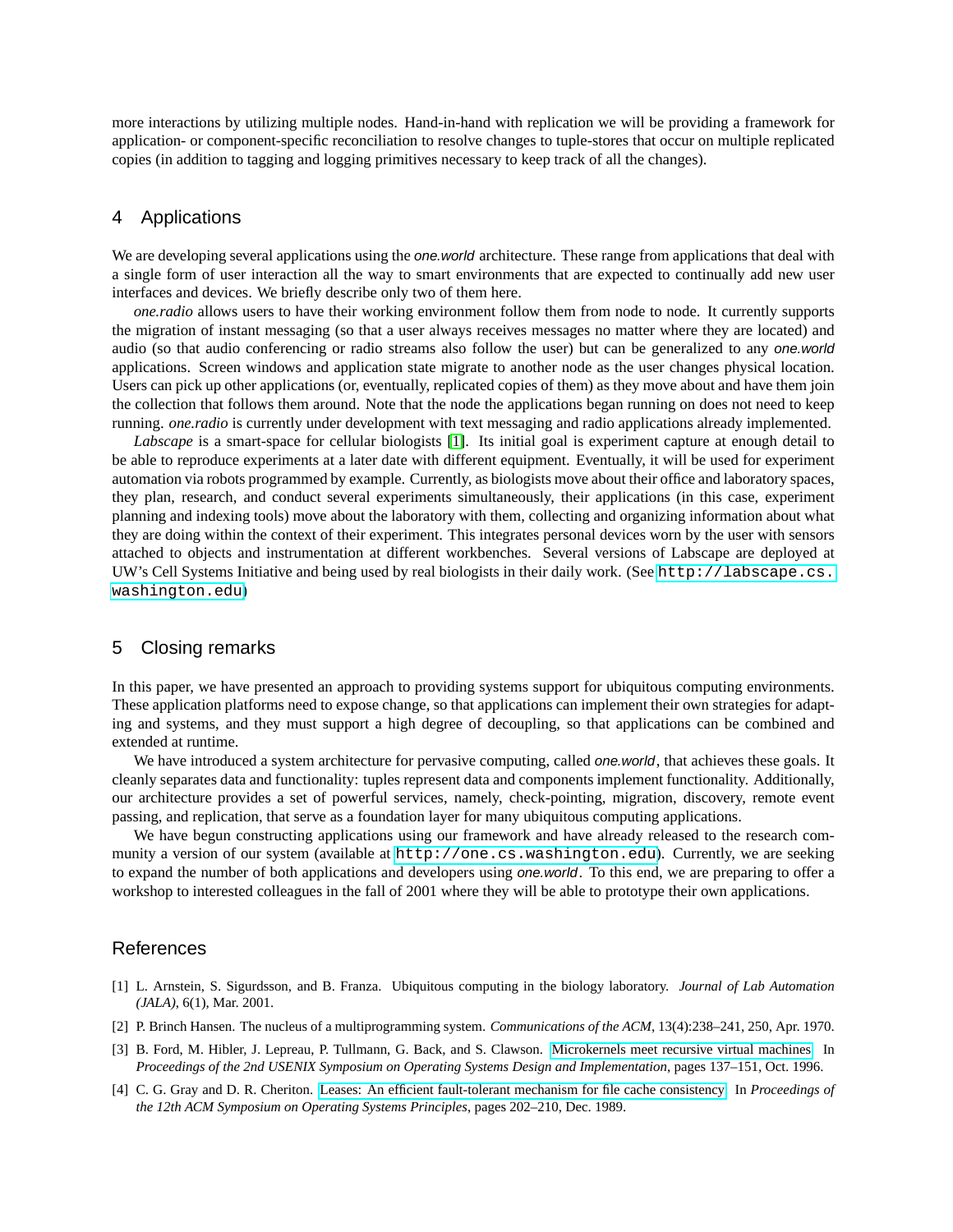more interactions by utilizing multiple nodes. Hand-in-hand with replication we will be providing a framework for application- or component-specific reconciliation to resolve changes to tuple-stores that occur on multiple replicated copies (in addition to tagging and logging primitives necessary to keep track of all the changes).

## 4 Applications

We are developing several applications using the *one.world* architecture. These range from applications that deal with a single form of user interaction all the way to smart environments that are expected to continually add new user interfaces and devices. We briefly describe only two of them here.

*one.radio* allows users to have their working environment follow them from node to node. It currently supports the migration of instant messaging (so that a user always receives messages no matter where they are located) and audio (so that audio conferencing or radio streams also follow the user) but can be generalized to any *one.world* applications. Screen windows and application state migrate to another node as the user changes physical location. Users can pick up other applications (or, eventually, replicated copies of them) as they move about and have them join the collection that follows them around. Note that the node the applications began running on does not need to keep running. *one.radio* is currently under development with text messaging and radio applications already implemented.

*Labscape* is a smart-space for cellular biologists [1]. Its initial goal is experiment capture at enough detail to be able to reproduce experiments at a later date with different equipment. Eventually, it will be used for experiment automation via robots programmed by example. Currently, as biologists move about their office and laboratory spaces, they plan, research, and conduct several experiments simultaneously, their applications (in this case, experiment planning and indexing tools) move about the laboratory with them, collecting and organizing information about what they are doing within the context of their experiment. This integrates personal devices worn by the user with sensors attached to objects and instrumentation at different workbenches. Several versions of Labscape are deployed at UW's Cell Systems Initiative and being used by real biologists in their daily work. (See `http://labscape.cs.washington.edu`)

## 5 Closing remarks

In this paper, we have presented an approach to providing systems support for ubiquitous computing environments. These application platforms need to expose change, so that applications can implement their own strategies for adapting and systems, and they must support a high degree of decoupling, so that applications can be combined and extended at runtime.

We have introduced a system architecture for pervasive computing, called *one.world*, that achieves these goals. It cleanly separates data and functionality: tuples represent data and components implement functionality. Additionally, our architecture provides a set of powerful services, namely, check-pointing, migration, discovery, remote event passing, and replication, that serve as a foundation layer for many ubiquitous computing applications.

We have begun constructing applications using our framework and have already released to the research community a version of our system (available at `http://one.cs.washington.edu`). Currently, we are seeking to expand the number of both applications and developers using *one.world*. To this end, we are preparing to offer a workshop to interested colleagues in the fall of 2001 where they will be able to prototype their own applications.

## References

[1] L. Arnstein, S. Sigurdsson, and B. Franza. Ubiquitous computing in the biology laboratory. *Journal of Lab Automation (JALA)*, 6(1), Mar. 2001.

[2] P. Brinch Hansen. The nucleus of a multiprogramming system. *Communications of the ACM*, 13(4):238–241, 250, Apr. 1970.

[3] B. Ford, M. Hibler, J. Lepreau, P. Tullmann, G. Back, and S. Clawson. Microkernels meet recursive virtual machines. In *Proceedings of the 2nd USENIX Symposium on Operating Systems Design and Implementation*, pages 137–151, Oct. 1996.

[4] C. G. Gray and D. R. Cheriton. Leases: An efficient fault-tolerant mechanism for file cache consistency. In *Proceedings of the 12th ACM Symposium on Operating Systems Principles*, pages 202–210, Dec. 1989.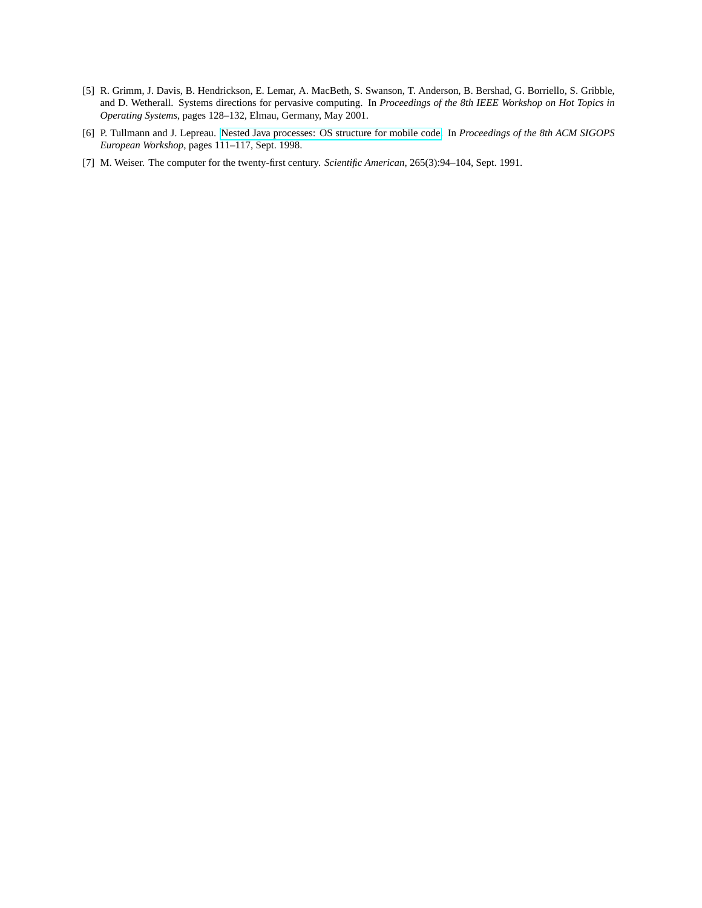[5] R. Grimm, J. Davis, B. Hendrickson, E. Lemar, A. MacBeth, S. Swanson, T. Anderson, B. Bershad, G. Borriello, S. Gribble, and D. Wetherall. Systems directions for pervasive computing. In *Proceedings of the 8th IEEE Workshop on Hot Topics in Operating Systems*, pages 128–132, Elmau, Germany, May 2001.

[6] P. Tullmann and J. Lepreau. Nested Java processes: OS structure for mobile code. In *Proceedings of the 8th ACM SIGOPS European Workshop*, pages 111–117, Sept. 1998.

[7] M. Weiser. The computer for the twenty-first century. *Scientific American*, 265(3):94–104, Sept. 1991.